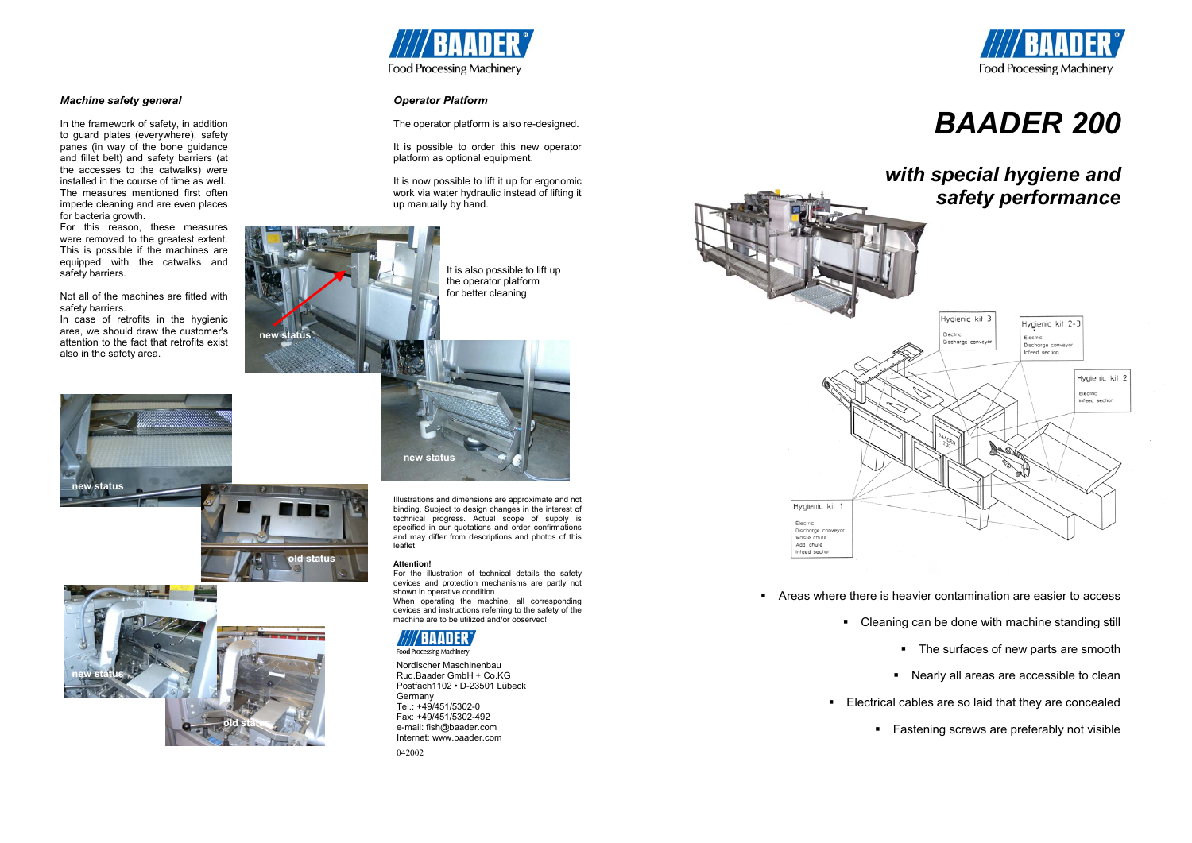### *Machine safety general*

In the framework of safety, in addition to guard plates (everywhere), safety panes (in way of the bone guidance and fillet belt) and safety barriers (at the accesses to the catwalks) were installed in the course of time as well. The measures mentioned first often impede cleaning and are even places for bacteria growth.
For this reason, these measures were removed to the greatest extent. This is possible if the machines are equipped with the catwalks and safety barriers.

Not all of the machines are fitted with safety barriers.
In case of retrofits in the hygienic area, we should draw the customer's attention to the fact that retrofits exist also in the safety area.

new status

old status

new status

old status

### *Operator Platform*

The operator platform is also re-designed.

It is possible to order this new operator platform as optional equipment.

It is now possible to lift it up for ergonomic work via water hydraulic instead of lifting it up manually by hand.

new status

It is also possible to lift up the operator platform for better cleaning

new status

Illustrations and dimensions are approximate and not binding. Subject to design changes in the interest of technical progress. Actual scope of supply is specified in our quotations and order confirmations and may differ from descriptions and photos of this leaflet.

**Attention!**
For the illustration of technical details the safety devices and protection mechanisms are partly not shown in operative condition.
When operating the machine, all corresponding devices and instructions referring to the safety of the machine are to be utilized and/or observed!

BAADER Food Processing Machinery

Nordischer Maschinenbau
Rud.Baader GmbH + Co.KG
Postfach1102 • D-23501 Lübeck
Germany
Tel.: +49/451/5302-0
Fax: +49/451/5302-492
e-mail: fish@baader.com
Internet: www.baader.com

042002

BAADER Food Processing Machinery

# *BAADER 200*

## *with special hygiene and safety performance*

Hygienic kit 3: Electric, Discharge conveyor

Hygienic kit 2+3: Electric, Discharge conveyor, Infeed section

Hygienic kit 2: Electric, Infeed section

Hygienic kit 1: Electric, Discharge conveyor, Waste chute, Add chute, Infeed section

- Areas where there is heavier contamination are easier to access
- Cleaning can be done with machine standing still
- The surfaces of new parts are smooth
- Nearly all areas are accessible to clean
- Electrical cables are so laid that they are concealed
- Fastening screws are preferably not visible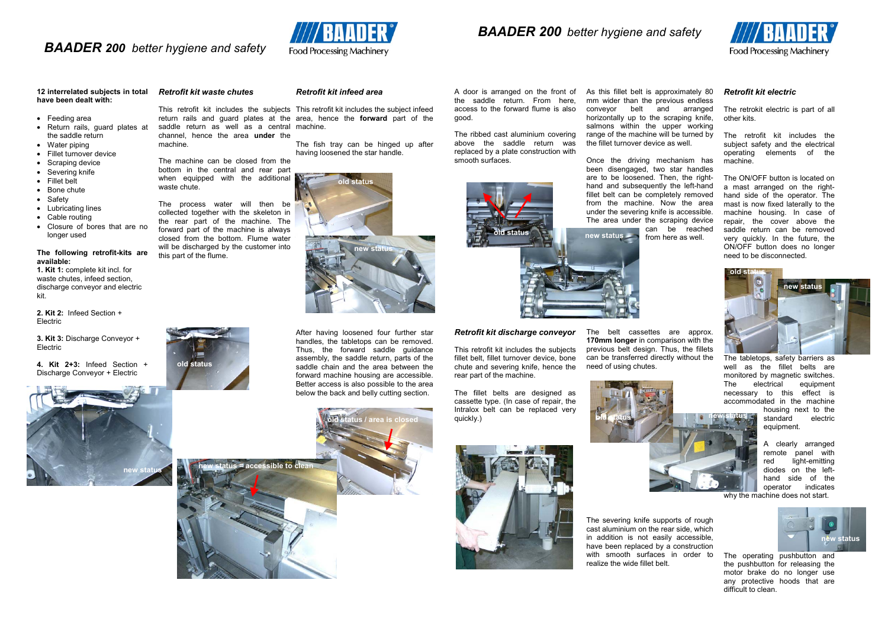# BAADER 200 *better hygiene and safety*

**12 interrelated subjects in total have been dealt with:**

- Feeding area
- Return rails, guard plates at the saddle return
- Water piping
- Fillet turnover device
- Scraping device
- Severing knife
- Fillet belt
- Bone chute
- Safety
- Lubricating lines
- Cable routing
- Closure of bores that are no longer used

**The following retrofit-kits are available:**

**1. Kit 1:** complete kit incl. for waste chutes, infeed section, discharge conveyor and electric kit.

**2. Kit 2:** Infeed Section + Electric

**3. Kit 3:** Discharge Conveyor + Electric

**4. Kit 2+3:** Infeed Section + Discharge Conveyor + Electric

new status

### *Retrofit kit waste chutes*

This retrofit kit includes the subjects return rails and guard plates at the saddle return as well as a central channel, hence the area **under** the machine.

The machine can be closed from the bottom in the central and rear part when equipped with the additional waste chute.

The process water will then be collected together with the skeleton in the rear part of the machine. The forward part of the machine is always closed from the bottom. Flume water will be discharged by the customer into this part of the flume.

old status

### *Retrofit kit infeed area*

This retrofit kit includes the subject infeed area, hence the **forward** part of the machine.

The fish tray can be hinged up after having loosened the star handle.

old status

new status

After having loosened four further star handles, the tabletops can be removed. Thus, the forward saddle guidance assembly, the saddle return, parts of the saddle chain and the area between the forward machine housing are accessible. Better access is also possible to the area below the back and belly cutting section.

old status / area is closed

new status = accessible to clean

# BAADER 200 *better hygiene and safety*

A door is arranged on the front of the saddle return. From here, access to the forward flume is also good.

The ribbed cast aluminium covering above the saddle return was replaced by a plate construction with smooth surfaces.

old status

new status

As this fillet belt is approximately 80 mm wider than the previous endless conveyor belt and arranged horizontally up to the scraping knife, salmons within the upper working range of the machine will be turned by the fillet turnover device as well.

Once the driving mechanism has been disengaged, two star handles are to be loosened. Then, the right-hand and left-hand fillet belt can be completely removed from the machine. Now the area under the severing knife is accessible. The area under the scraping device can be reached from here as well.

### *Retrofit kit discharge conveyor*

This retrofit kit includes the subjects fillet belt, fillet turnover device, bone chute and severing knife, hence the rear part of the machine.

The fillet belts are designed as cassette type. (In case of repair, the Intralox belt can be replaced very quickly.)

The belt cassettes are approx. **170mm longer** in comparison with the previous belt design. Thus, the fillets can be transferred directly without the need of using chutes.

old status

new status

The severing knife supports of rough cast aluminium on the rear side, which in addition is not easily accessible, have been replaced by a construction with smooth surfaces in order to realize the wide fillet belt.

### *Retrofit kit electric*

The retrokit electric is part of all other kits.

The retrofit kit includes the subject safety and the electrical operating elements of the machine.

The ON/OFF button is located on a mast arranged on the right-hand side of the operator. The mast is now fixed laterally to the machine housing. In case of repair, the cover above the saddle return can be removed very quickly. In the future, the ON/OFF button does no longer need to be disconnected.

old status

new status

The tabletops, safety barriers as well as the fillet belts are monitored by magnetic switches. The electrical equipment necessary to this effect is accommodated in the machine housing next to the standard electric equipment.

A clearly arranged remote panel with red light-emitting diodes on the left-hand side of the operator indicates why the machine does not start.

new status

The operating pushbutton and the pushbutton for releasing the motor brake do no longer use any protective hoods that are difficult to clean.